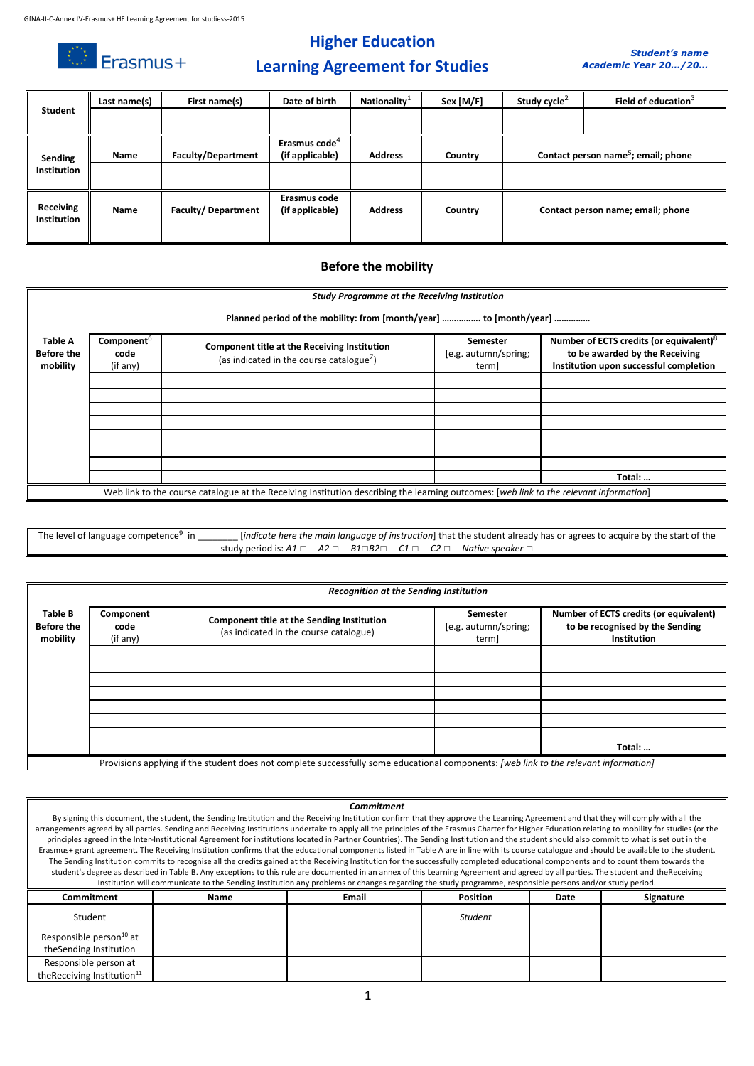# Higher Education
# Learning Agreement for Studies

*Student's name*
*Academic Year 20…/20…*

| Student | Last name(s) | First name(s) | Date of birth | Nationality[1] | Sex [M/F] | Study cycle[2] | Field of education[3] |
|---|---|---|---|---|---|---|---|
| | | | | | | | |

| Sending Institution | Name | Faculty/Department | Erasmus code[4] (if applicable) | Address | Country | Contact person name[5]; email; phone |
|---|---|---|---|---|---|---|
| | | | | | | |

| Receiving Institution | Name | Faculty/ Department | Erasmus code (if applicable) | Address | Country | Contact person name; email; phone |
|---|---|---|---|---|---|---|
| | | | | | | |

## Before the mobility

***Study Programme at the Receiving Institution***

**Planned period of the mobility: from [month/year] ……………. to [month/year] ……………**

| Table A Before the mobility | Component[6] code (if any) | Component title at the Receiving Institution (as indicated in the course catalogue[7]) | Semester [e.g. autumn/spring; term] | Number of ECTS credits (or equivalent)[8] to be awarded by the Receiving Institution upon successful completion |
|---|---|---|---|---|
| | | | | |
| | | | | |
| | | | | |
| | | | | |
| | | | | |
| | | | | |
| | | | | |
| | | | | **Total: …** |

Web link to the course catalogue at the Receiving Institution describing the learning outcomes: [*web link to the relevant information*]

The level of language competence[9] in ________ [*indicate here the main language of instruction*] that the student already has or agrees to acquire by the start of the study period is: *A1* □ *A2* □ *B1*□*B2*□ *C1* □ *C2* □ *Native speaker* □

***Recognition at the Sending Institution***

| Table B Before the mobility | Component code (if any) | Component title at the Sending Institution (as indicated in the course catalogue) | Semester [e.g. autumn/spring; term] | Number of ECTS credits (or equivalent) to be recognised by the Sending Institution |
|---|---|---|---|---|
| | | | | |
| | | | | |
| | | | | |
| | | | | |
| | | | | |
| | | | | |
| | | | | |
| | | | | **Total: …** |

Provisions applying if the student does not complete successfully some educational components: *[web link to the relevant information]*

***Commitment***

By signing this document, the student, the Sending Institution and the Receiving Institution confirm that they approve the Learning Agreement and that they will comply with all the arrangements agreed by all parties. Sending and Receiving Institutions undertake to apply all the principles of the Erasmus Charter for Higher Education relating to mobility for studies (or the principles agreed in the Inter-Institutional Agreement for institutions located in Partner Countries). The Sending Institution and the student should also commit to what is set out in the Erasmus+ grant agreement. The Receiving Institution confirms that the educational components listed in Table A are in line with its course catalogue and should be available to the student. The Sending Institution commits to recognise all the credits gained at the Receiving Institution for the successfully completed educational components and to count them towards the student's degree as described in Table B. Any exceptions to this rule are documented in an annex of this Learning Agreement and agreed by all parties. The student and theReceiving Institution will communicate to the Sending Institution any problems or changes regarding the study programme, responsible persons and/or study period.

| Commitment | Name | Email | Position | Date | Signature |
|---|---|---|---|---|---|
| Student | | | *Student* | | |
| Responsible person[10] at theSending Institution | | | | | |
| Responsible person at theReceiving Institution[11] | | | | | |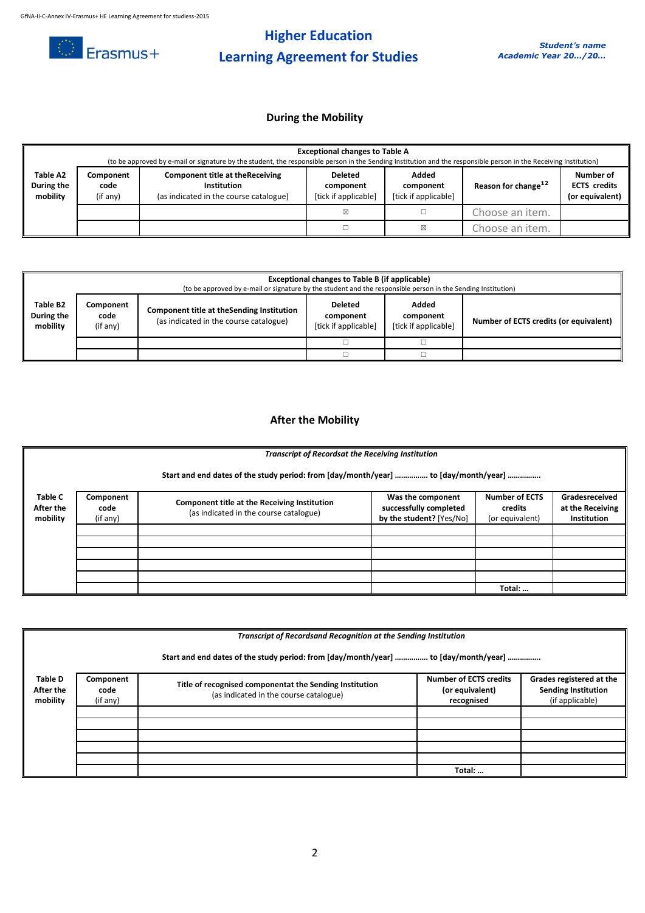# Higher Education
# Learning Agreement for Studies

*Student's name*
*Academic Year 20…/20…*

## During the Mobility

| Table A2 During the mobility | Exceptional changes to Table A (to be approved by e-mail or signature by the student, the responsible person in the Sending Institution and the responsible person in the Receiving Institution) | | | | | |
|---|---|---|---|---|---|---|
| | **Component code** (if any) | **Component title at theReceiving Institution** (as indicated in the course catalogue) | **Deleted component** [tick if applicable] | **Added component** [tick if applicable] | **Reason for change**[12] | **Number of ECTS credits (or equivalent)** |
| | | | ☒ | ☐ | Choose an item. | |
| | | | ☐ | ☒ | Choose an item. | |

| Table B2 During the mobility | Exceptional changes to Table B (if applicable) (to be approved by e-mail or signature by the student and the responsible person in the Sending Institution) | | | | |
|---|---|---|---|---|---|
| | **Component code** (if any) | **Component title at theSending Institution** (as indicated in the course catalogue) | **Deleted component** [tick if applicable] | **Added component** [tick if applicable] | **Number of ECTS credits (or equivalent)** |
| | | | ☐ | ☐ | |
| | | | ☐ | ☐ | |

## After the Mobility

| Table C After the mobility | *Transcript of Recordsat the Receiving Institution* Start and end dates of the study period: from [day/month/year] …………… to [day/month/year] ……………. | | | | |
|---|---|---|---|---|---|
| | **Component code** (if any) | **Component title at the Receiving Institution** (as indicated in the course catalogue) | **Was the component successfully completed by the student?** [Yes/No] | **Number of ECTS credits** (or equivalent) | **Gradesreceived at the Receiving Institution** |
| | | | | | |
| | | | | | |
| | | | | | |
| | | | | | |
| | | | | | |
| | | | | **Total: …** | |

| Table D After the mobility | *Transcript of Recordsand Recognition at the Sending Institution* Start and end dates of the study period: from [day/month/year] …………… to [day/month/year] ……………. | | | |
|---|---|---|---|---|
| | **Component code** (if any) | **Title of recognised componentat the Sending Institution** (as indicated in the course catalogue) | **Number of ECTS credits (or equivalent) recognised** | **Grades registered at the Sending Institution** (if applicable) |
| | | | | |
| | | | | |
| | | | | |
| | | | | |
| | | | | |
| | | | **Total: …** | |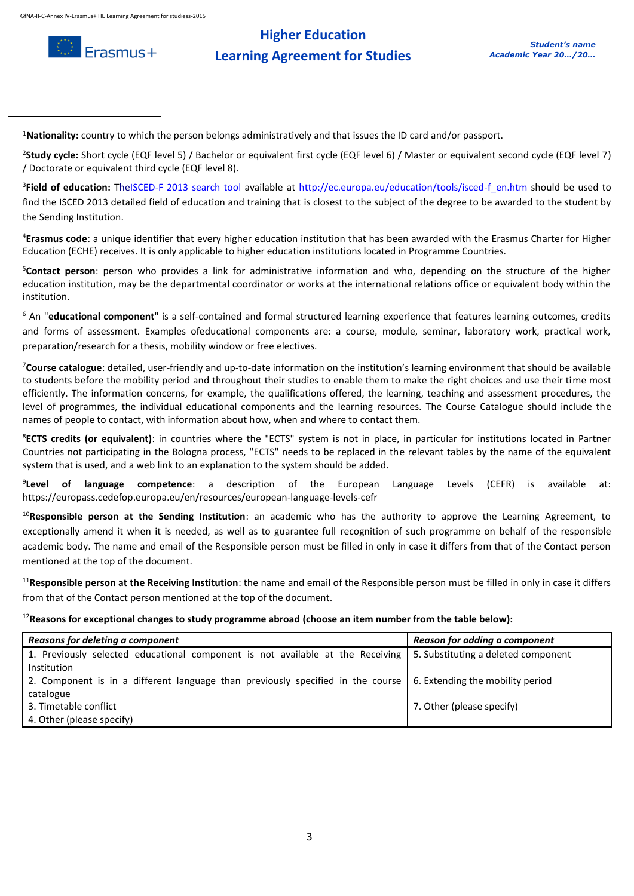[1]**Nationality:** country to which the person belongs administratively and that issues the ID card and/or passport.

[2]**Study cycle:** Short cycle (EQF level 5) / Bachelor or equivalent first cycle (EQF level 6) / Master or equivalent second cycle (EQF level 7) / Doctorate or equivalent third cycle (EQF level 8).

[3]**Field of education:** TheISCED-F 2013 search tool available at http://ec.europa.eu/education/tools/isced-f_en.htm should be used to find the ISCED 2013 detailed field of education and training that is closest to the subject of the degree to be awarded to the student by the Sending Institution.

[4]**Erasmus code**: a unique identifier that every higher education institution that has been awarded with the Erasmus Charter for Higher Education (ECHE) receives. It is only applicable to higher education institutions located in Programme Countries.

[5]**Contact person**: person who provides a link for administrative information and who, depending on the structure of the higher education institution, may be the departmental coordinator or works at the international relations office or equivalent body within the institution.

[6] An "**educational component**" is a self-contained and formal structured learning experience that features learning outcomes, credits and forms of assessment. Examples ofeducational components are: a course, module, seminar, laboratory work, practical work, preparation/research for a thesis, mobility window or free electives.

[7]**Course catalogue**: detailed, user-friendly and up-to-date information on the institution's learning environment that should be available to students before the mobility period and throughout their studies to enable them to make the right choices and use their time most efficiently. The information concerns, for example, the qualifications offered, the learning, teaching and assessment procedures, the level of programmes, the individual educational components and the learning resources. The Course Catalogue should include the names of people to contact, with information about how, when and where to contact them.

[8]**ECTS credits (or equivalent)**: in countries where the "ECTS" system is not in place, in particular for institutions located in Partner Countries not participating in the Bologna process, "ECTS" needs to be replaced in the relevant tables by the name of the equivalent system that is used, and a web link to an explanation to the system should be added.

[9]**Level of language competence**: a description of the European Language Levels (CEFR) is available at: https://europass.cedefop.europa.eu/en/resources/european-language-levels-cefr

[10]**Responsible person at the Sending Institution**: an academic who has the authority to approve the Learning Agreement, to exceptionally amend it when it is needed, as well as to guarantee full recognition of such programme on behalf of the responsible academic body. The name and email of the Responsible person must be filled in only in case it differs from that of the Contact person mentioned at the top of the document.

[11]**Responsible person at the Receiving Institution**: the name and email of the Responsible person must be filled in only in case it differs from that of the Contact person mentioned at the top of the document.

[12]**Reasons for exceptional changes to study programme abroad (choose an item number from the table below):**

| *Reasons for deleting a component* | *Reason for adding a component* |
|---|---|
| 1. Previously selected educational component is not available at the Receiving Institution | 5. Substituting a deleted component |
| 2. Component is in a different language than previously specified in the course catalogue | 6. Extending the mobility period |
| 3. Timetable conflict | 7. Other (please specify) |
| 4. Other (please specify) | |